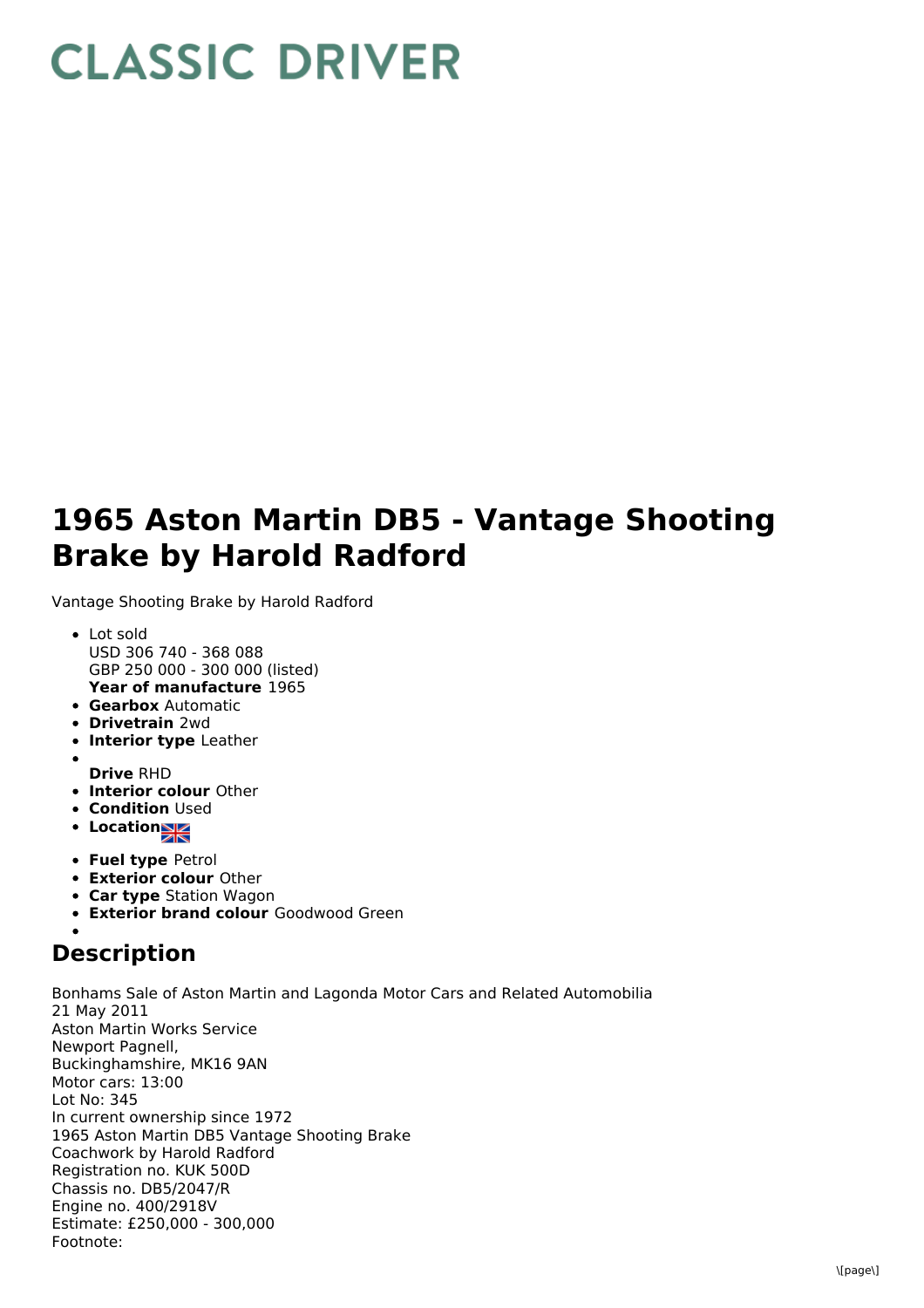# CLASSIC DRIVER

# 1965 Aston Martin DB5 - Vantage Shooting Brake by Harold Radford

Vantage Shooting Brake by Harold Radford

- Lot sold
  USD 306 740 - 368 088
  GBP 250 000 - 300 000 (listed)
  **Year of manufacture** 1965
- **Gearbox** Automatic
- **Drivetrain** 2wd
- **Interior type** Leather
- 
  **Drive** RHD
- **Interior colour** Other
- **Condition** Used
- **Location**
- **Fuel type** Petrol
- **Exterior colour** Other
- **Car type** Station Wagon
- **Exterior brand colour** Goodwood Green
- 

## Description

Bonhams Sale of Aston Martin and Lagonda Motor Cars and Related Automobilia
21 May 2011
Aston Martin Works Service
Newport Pagnell,
Buckinghamshire, MK16 9AN
Motor cars: 13:00
Lot No: 345
In current ownership since 1972
1965 Aston Martin DB5 Vantage Shooting Brake
Coachwork by Harold Radford
Registration no. KUK 500D
Chassis no. DB5/2047/R
Engine no. 400/2918V
Estimate: £250,000 - 300,000
Footnote: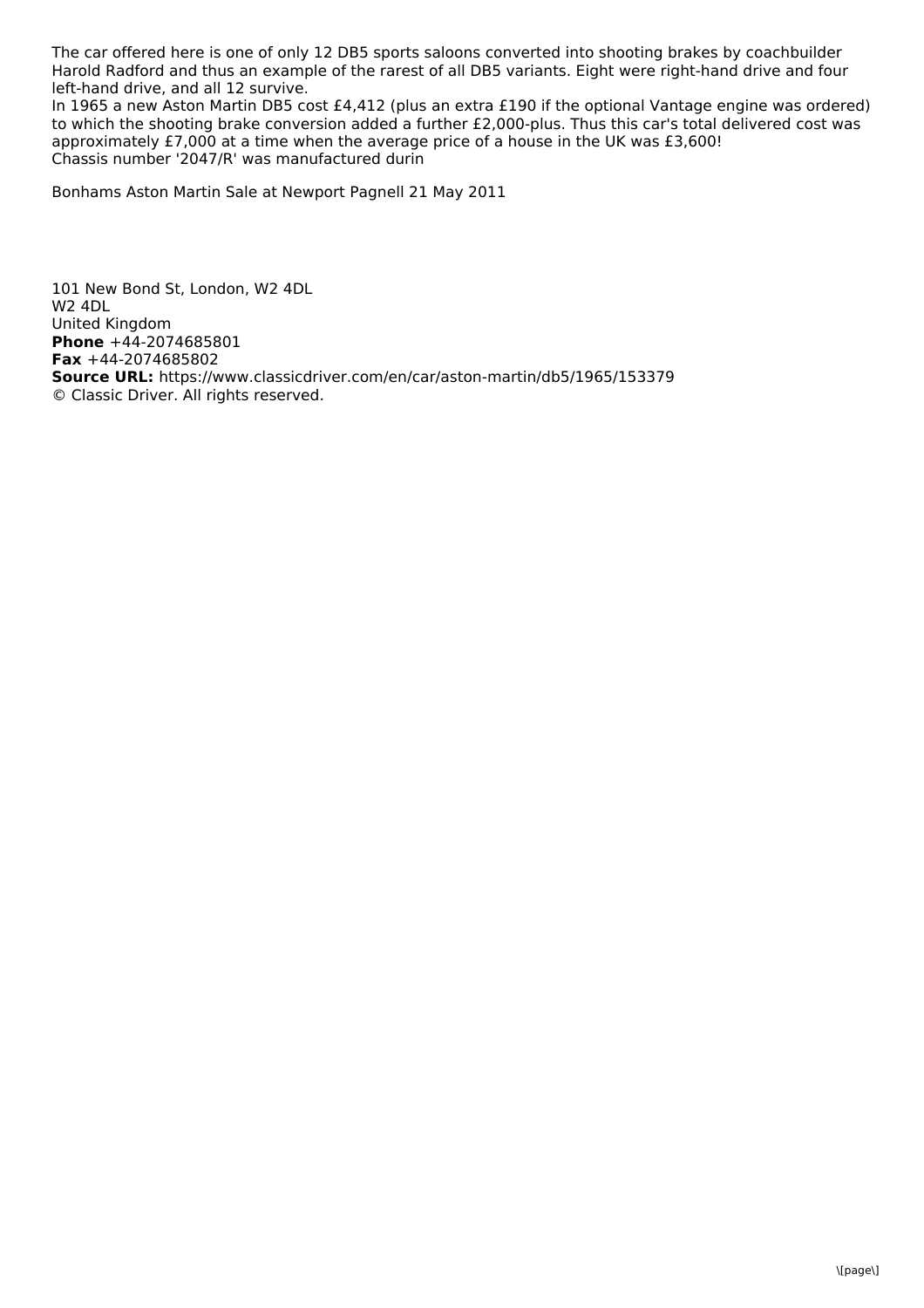The car offered here is one of only 12 DB5 sports saloons converted into shooting brakes by coachbuilder Harold Radford and thus an example of the rarest of all DB5 variants. Eight were right-hand drive and four left-hand drive, and all 12 survive.
In 1965 a new Aston Martin DB5 cost £4,412 (plus an extra £190 if the optional Vantage engine was ordered) to which the shooting brake conversion added a further £2,000-plus. Thus this car's total delivered cost was approximately £7,000 at a time when the average price of a house in the UK was £3,600!
Chassis number '2047/R' was manufactured durin

Bonhams Aston Martin Sale at Newport Pagnell 21 May 2011

101 New Bond St, London, W2 4DL
W2 4DL
United Kingdom
**Phone** +44-2074685801
**Fax** +44-2074685802
**Source URL:** https://www.classicdriver.com/en/car/aston-martin/db5/1965/153379
© Classic Driver. All rights reserved.